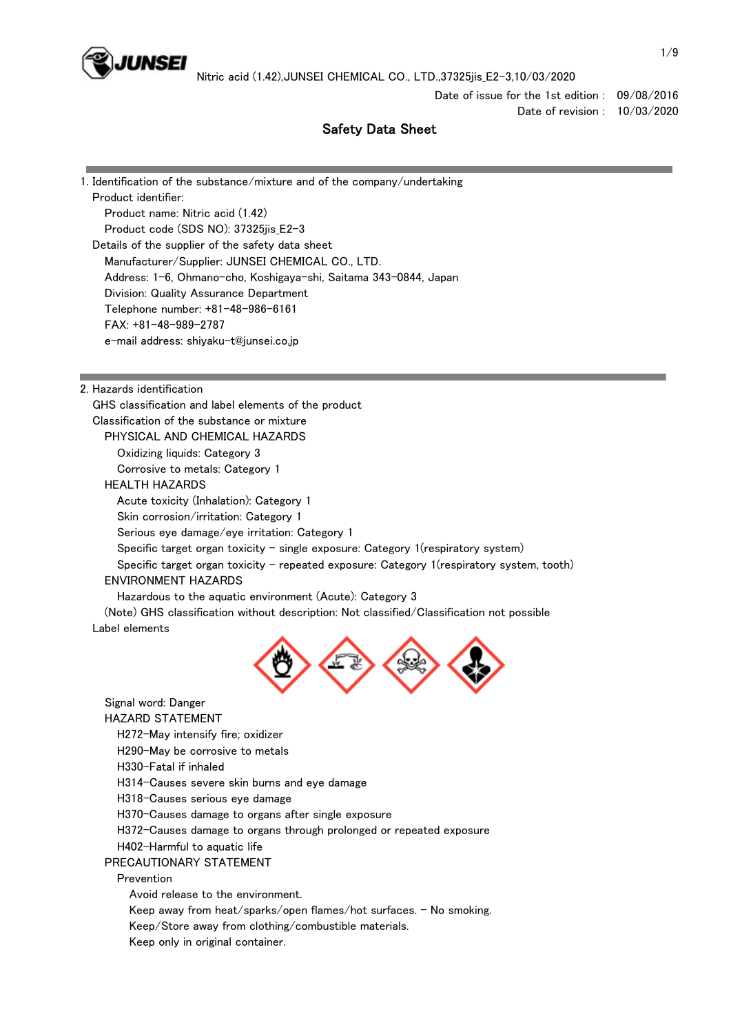Nitric acid (1.42),JUNSEI CHEMICAL CO., LTD.,37325jis_E2-3,10/03/2020

Date of issue for the 1st edition : 09/08/2016
Date of revision : 10/03/2020

# Safety Data Sheet

## 1. Identification of the substance/mixture and of the company/undertaking

Product identifier:

Product name: Nitric acid (1.42)
Product code (SDS NO): 37325jis_E2-3

Details of the supplier of the safety data sheet

Manufacturer/Supplier: JUNSEI CHEMICAL CO., LTD.
Address: 1-6, Ohmano-cho, Koshigaya-shi, Saitama 343-0844, Japan
Division: Quality Assurance Department
Telephone number: +81-48-986-6161
FAX: +81-48-989-2787
e-mail address: shiyaku-t@junsei.co.jp

## 2. Hazards identification

GHS classification and label elements of the product

Classification of the substance or mixture

PHYSICAL AND CHEMICAL HAZARDS

- Oxidizing liquids: Category 3
- Corrosive to metals: Category 1

HEALTH HAZARDS

- Acute toxicity (Inhalation): Category 1
- Skin corrosion/irritation: Category 1
- Serious eye damage/eye irritation: Category 1
- Specific target organ toxicity - single exposure: Category 1(respiratory system)
- Specific target organ toxicity - repeated exposure: Category 1(respiratory system, tooth)

ENVIRONMENT HAZARDS

- Hazardous to the aquatic environment (Acute): Category 3

(Note) GHS classification without description: Not classified/Classification not possible

Label elements

Signal word: Danger

HAZARD STATEMENT

- H272-May intensify fire; oxidizer
- H290-May be corrosive to metals
- H330-Fatal if inhaled
- H314-Causes severe skin burns and eye damage
- H318-Causes serious eye damage
- H370-Causes damage to organs after single exposure
- H372-Causes damage to organs through prolonged or repeated exposure
- H402-Harmful to aquatic life

PRECAUTIONARY STATEMENT

Prevention

- Avoid release to the environment.
- Keep away from heat/sparks/open flames/hot surfaces. - No smoking.
- Keep/Store away from clothing/combustible materials.
- Keep only in original container.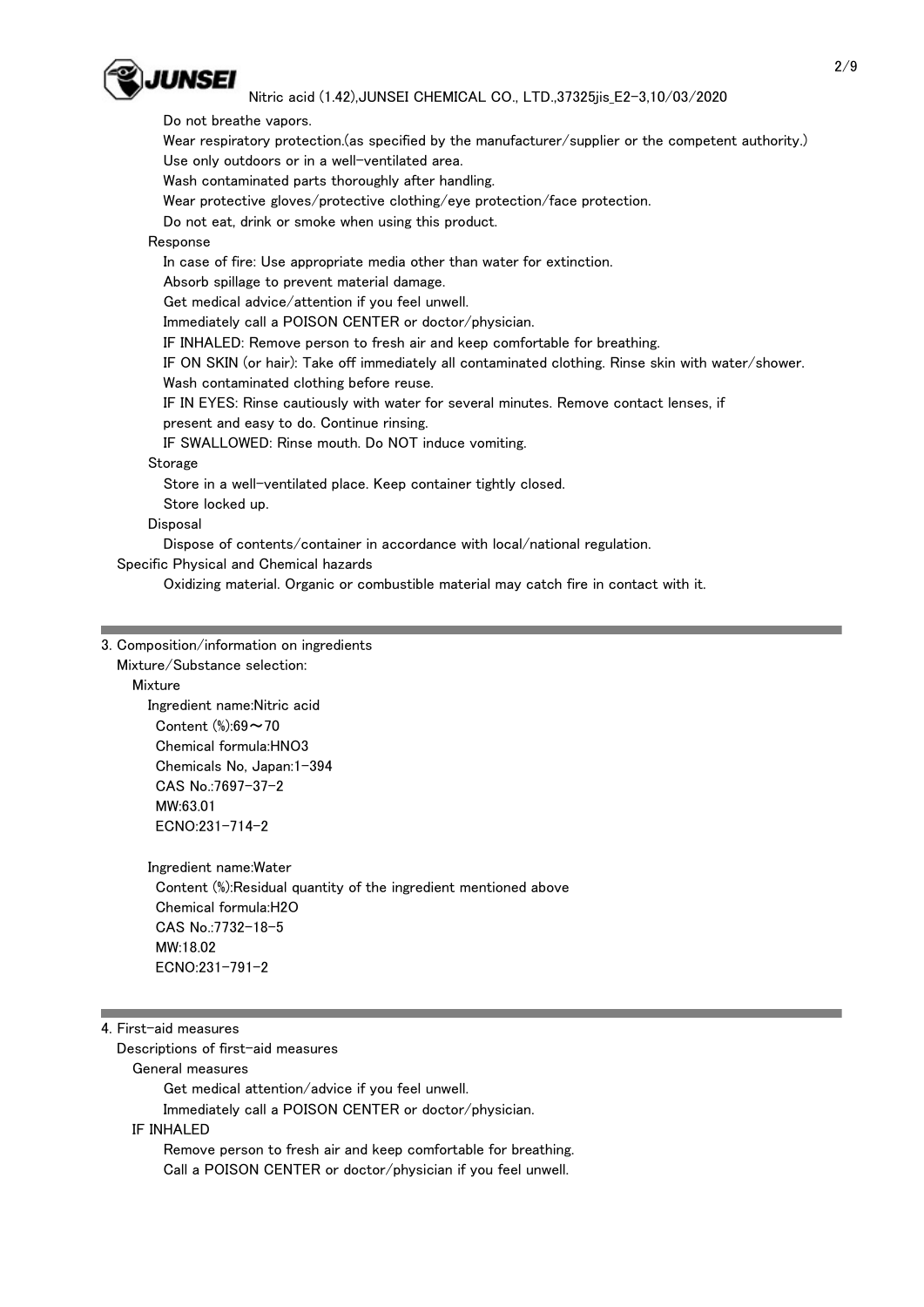Do not breathe vapors.
Wear respiratory protection.(as specified by the manufacturer/supplier or the competent authority.)
Use only outdoors or in a well-ventilated area.
Wash contaminated parts thoroughly after handling.
Wear protective gloves/protective clothing/eye protection/face protection.
Do not eat, drink or smoke when using this product.

Response

In case of fire: Use appropriate media other than water for extinction.
Absorb spillage to prevent material damage.
Get medical advice/attention if you feel unwell.
Immediately call a POISON CENTER or doctor/physician.
IF INHALED: Remove person to fresh air and keep comfortable for breathing.
IF ON SKIN (or hair): Take off immediately all contaminated clothing. Rinse skin with water/shower.
Wash contaminated clothing before reuse.
IF IN EYES: Rinse cautiously with water for several minutes. Remove contact lenses, if present and easy to do. Continue rinsing.
IF SWALLOWED: Rinse mouth. Do NOT induce vomiting.

Storage

Store in a well-ventilated place. Keep container tightly closed.
Store locked up.

Disposal

Dispose of contents/container in accordance with local/national regulation.

Specific Physical and Chemical hazards

Oxidizing material. Organic or combustible material may catch fire in contact with it.

## 3. Composition/information on ingredients

Mixture/Substance selection:

Mixture

Ingredient name:Nitric acid
Content (%):69～70
Chemical formula:$HNO_3$
Chemicals No, Japan:1-394
CAS No.:7697-37-2
MW:63.01
ECNO:231-714-2

Ingredient name:Water
Content (%):Residual quantity of the ingredient mentioned above
Chemical formula:$H_2O$
CAS No.:7732-18-5
MW:18.02
ECNO:231-791-2

## 4. First-aid measures

Descriptions of first-aid measures

General measures

Get medical attention/advice if you feel unwell.
Immediately call a POISON CENTER or doctor/physician.

IF INHALED

Remove person to fresh air and keep comfortable for breathing.
Call a POISON CENTER or doctor/physician if you feel unwell.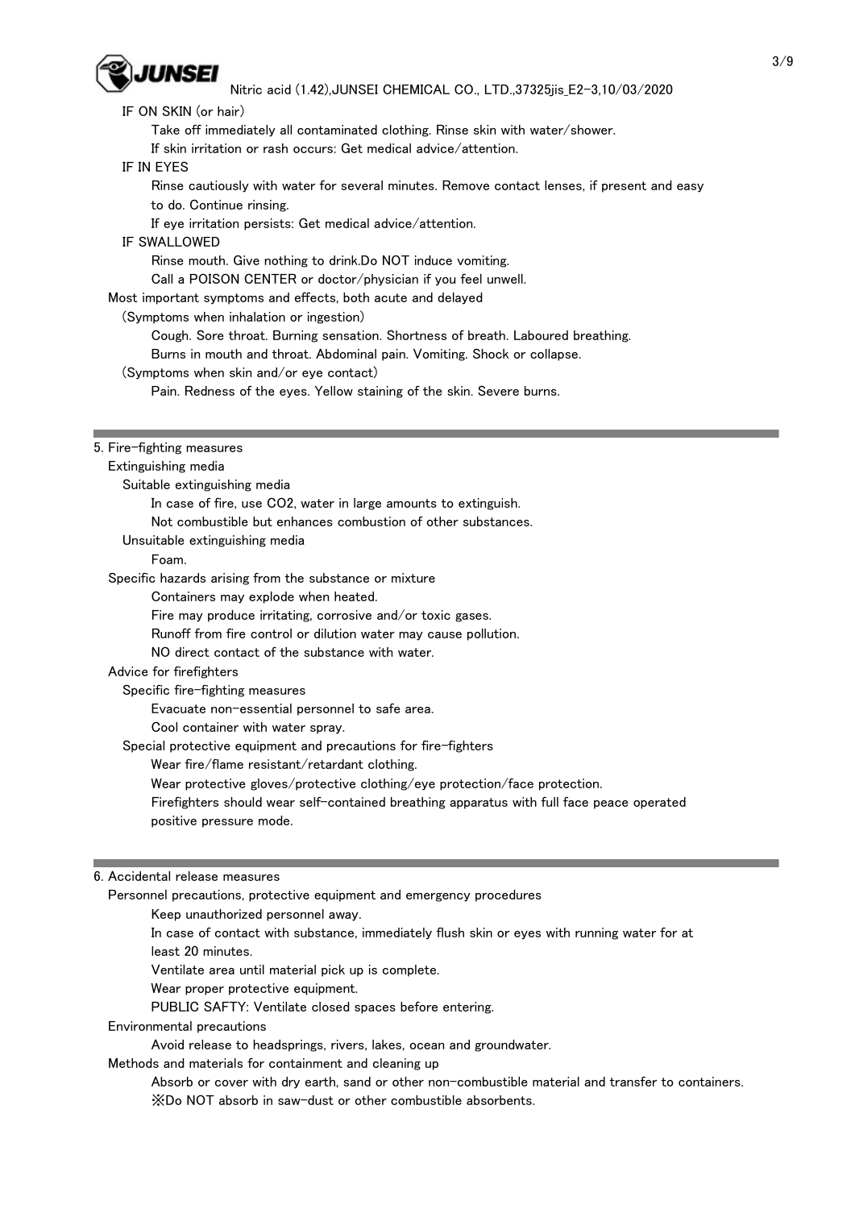IF ON SKIN (or hair)

Take off immediately all contaminated clothing. Rinse skin with water/shower.
If skin irritation or rash occurs: Get medical advice/attention.

IF IN EYES

Rinse cautiously with water for several minutes. Remove contact lenses, if present and easy to do. Continue rinsing.
If eye irritation persists: Get medical advice/attention.

IF SWALLOWED

Rinse mouth. Give nothing to drink.Do NOT induce vomiting.
Call a POISON CENTER or doctor/physician if you feel unwell.

Most important symptoms and effects, both acute and delayed

(Symptoms when inhalation or ingestion)

Cough. Sore throat. Burning sensation. Shortness of breath. Laboured breathing.
Burns in mouth and throat. Abdominal pain. Vomiting. Shock or collapse.

(Symptoms when skin and/or eye contact)

Pain. Redness of the eyes. Yellow staining of the skin. Severe burns.

## 5. Fire-fighting measures

Extinguishing media

Suitable extinguishing media

In case of fire, use $CO_2$, water in large amounts to extinguish.
Not combustible but enhances combustion of other substances.

Unsuitable extinguishing media

Foam.

Specific hazards arising from the substance or mixture

Containers may explode when heated.
Fire may produce irritating, corrosive and/or toxic gases.
Runoff from fire control or dilution water may cause pollution.
NO direct contact of the substance with water.

Advice for firefighters

Specific fire-fighting measures

Evacuate non-essential personnel to safe area.
Cool container with water spray.

Special protective equipment and precautions for fire-fighters

Wear fire/flame resistant/retardant clothing.
Wear protective gloves/protective clothing/eye protection/face protection.
Firefighters should wear self-contained breathing apparatus with full face peace operated positive pressure mode.

## 6. Accidental release measures

Personnel precautions, protective equipment and emergency procedures

Keep unauthorized personnel away.
In case of contact with substance, immediately flush skin or eyes with running water for at least 20 minutes.
Ventilate area until material pick up is complete.
Wear proper protective equipment.
PUBLIC SAFTY: Ventilate closed spaces before entering.

Environmental precautions

Avoid release to headsprings, rivers, lakes, ocean and groundwater.

Methods and materials for containment and cleaning up

Absorb or cover with dry earth, sand or other non-combustible material and transfer to containers.
※Do NOT absorb in saw-dust or other combustible absorbents.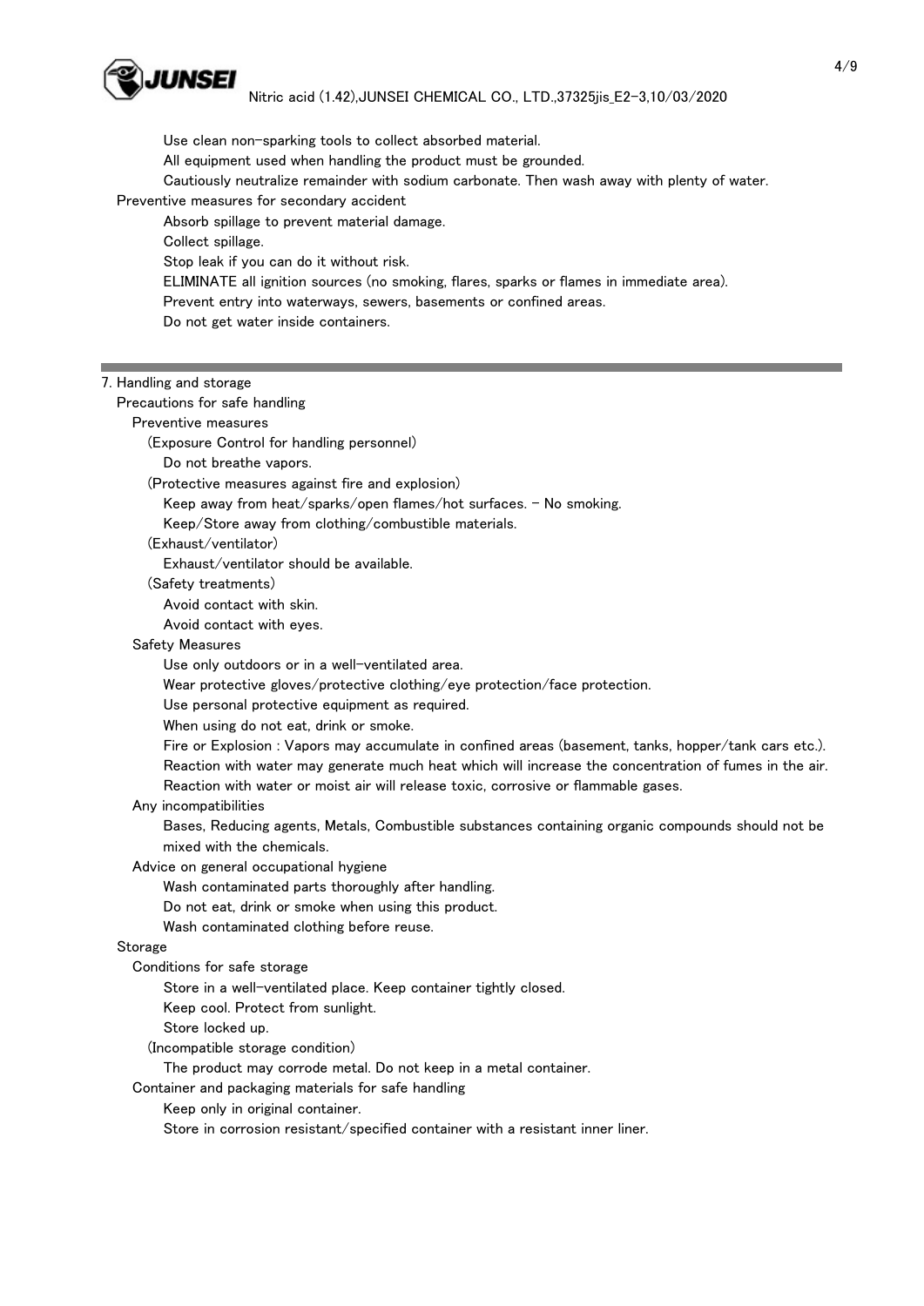Use clean non-sparking tools to collect absorbed material.
All equipment used when handling the product must be grounded.
Cautiously neutralize remainder with sodium carbonate. Then wash away with plenty of water.

Preventive measures for secondary accident

Absorb spillage to prevent material damage.
Collect spillage.
Stop leak if you can do it without risk.
ELIMINATE all ignition sources (no smoking, flares, sparks or flames in immediate area).
Prevent entry into waterways, sewers, basements or confined areas.
Do not get water inside containers.

## 7. Handling and storage

Precautions for safe handling

Preventive measures

(Exposure Control for handling personnel)

Do not breathe vapors.

(Protective measures against fire and explosion)

Keep away from heat/sparks/open flames/hot surfaces. - No smoking.
Keep/Store away from clothing/combustible materials.

(Exhaust/ventilator)

Exhaust/ventilator should be available.

(Safety treatments)

Avoid contact with skin.
Avoid contact with eyes.

Safety Measures

Use only outdoors or in a well-ventilated area.
Wear protective gloves/protective clothing/eye protection/face protection.
Use personal protective equipment as required.
When using do not eat, drink or smoke.
Fire or Explosion : Vapors may accumulate in confined areas (basement, tanks, hopper/tank cars etc.).
Reaction with water may generate much heat which will increase the concentration of fumes in the air.
Reaction with water or moist air will release toxic, corrosive or flammable gases.

Any incompatibilities

Bases, Reducing agents, Metals, Combustible substances containing organic compounds should not be mixed with the chemicals.

Advice on general occupational hygiene

Wash contaminated parts thoroughly after handling.
Do not eat, drink or smoke when using this product.
Wash contaminated clothing before reuse.

Storage

Conditions for safe storage

Store in a well-ventilated place. Keep container tightly closed.
Keep cool. Protect from sunlight.
Store locked up.

(Incompatible storage condition)

The product may corrode metal. Do not keep in a metal container.

Container and packaging materials for safe handling

Keep only in original container.
Store in corrosion resistant/specified container with a resistant inner liner.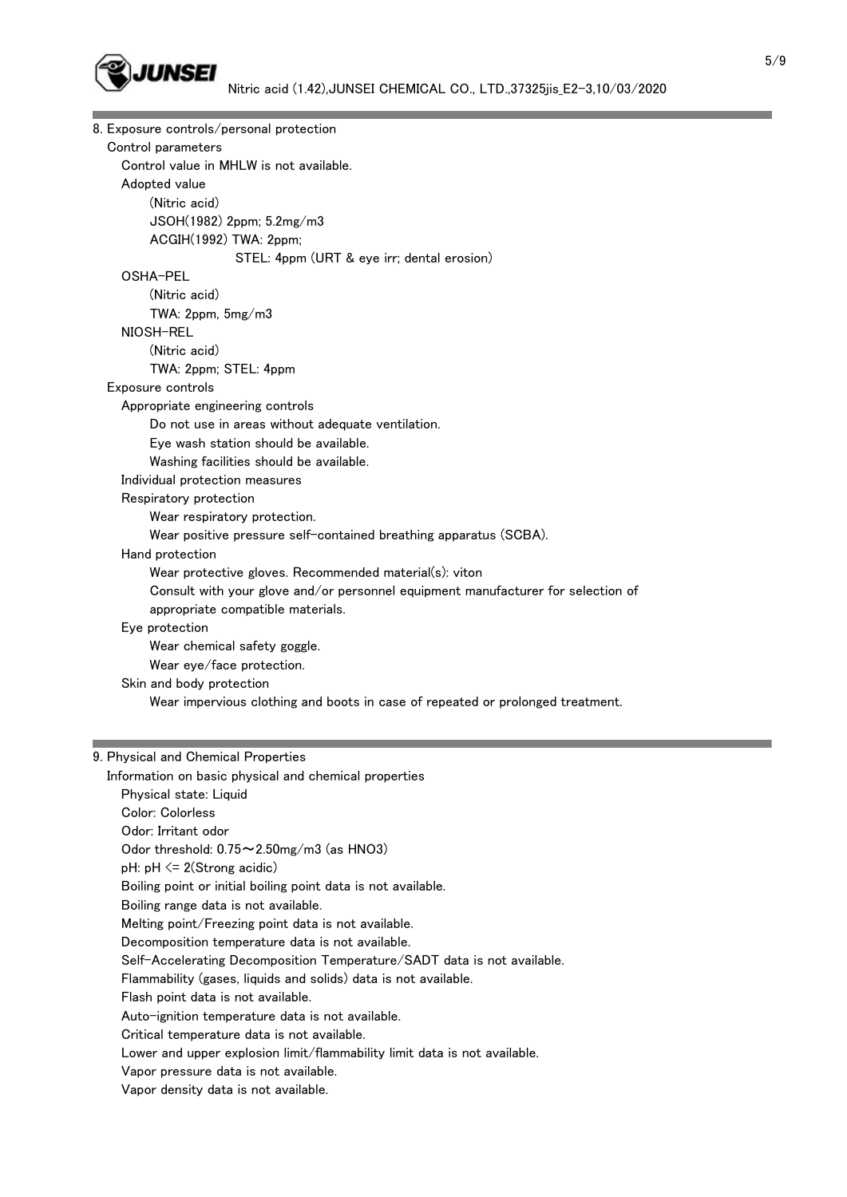## 8. Exposure controls/personal protection

### Control parameters

Control value in MHLW is not available.

Adopted value

(Nitric acid)

JSOH(1982) 2ppm; 5.2mg/m3

ACGIH(1992) TWA: 2ppm;

STEL: 4ppm (URT & eye irr; dental erosion)

OSHA-PEL

(Nitric acid)

TWA: 2ppm, 5mg/m3

NIOSH-REL

(Nitric acid)

TWA: 2ppm; STEL: 4ppm

### Exposure controls

Appropriate engineering controls

Do not use in areas without adequate ventilation.

Eye wash station should be available.

Washing facilities should be available.

Individual protection measures

Respiratory protection

Wear respiratory protection.

Wear positive pressure self-contained breathing apparatus (SCBA).

Hand protection

Wear protective gloves. Recommended material(s): viton

Consult with your glove and/or personnel equipment manufacturer for selection of appropriate compatible materials.

Eye protection

Wear chemical safety goggle.

Wear eye/face protection.

Skin and body protection

Wear impervious clothing and boots in case of repeated or prolonged treatment.

## 9. Physical and Chemical Properties

### Information on basic physical and chemical properties

Physical state: Liquid

Color: Colorless

Odor: Irritant odor

Odor threshold: 0.75～2.50mg/m3 (as $HNO_3$)

pH: pH <= 2(Strong acidic)

Boiling point or initial boiling point data is not available.

Boiling range data is not available.

Melting point/Freezing point data is not available.

Decomposition temperature data is not available.

Self-Accelerating Decomposition Temperature/SADT data is not available.

Flammability (gases, liquids and solids) data is not available.

Flash point data is not available.

Auto-ignition temperature data is not available.

Critical temperature data is not available.

Lower and upper explosion limit/flammability limit data is not available.

Vapor pressure data is not available.

Vapor density data is not available.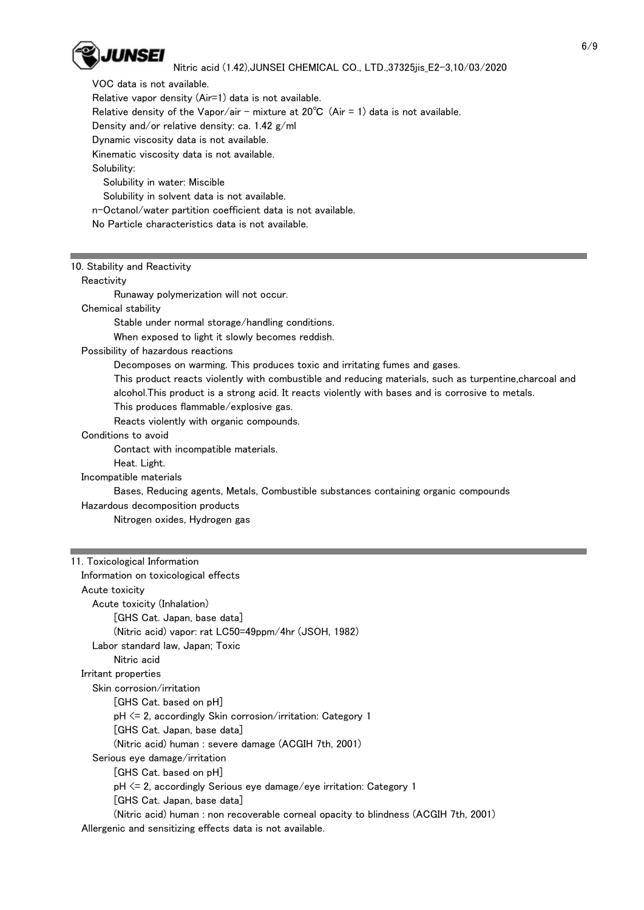VOC data is not available.
Relative vapor density (Air=1) data is not available.
Relative density of the Vapor/air - mixture at 20℃ (Air = 1) data is not available.
Density and/or relative density: ca. 1.42 g/ml
Dynamic viscosity data is not available.
Kinematic viscosity data is not available.
Solubility:
  Solubility in water: Miscible
  Solubility in solvent data is not available.
n-Octanol/water partition coefficient data is not available.
No Particle characteristics data is not available.

## 10. Stability and Reactivity

Reactivity
  Runaway polymerization will not occur.

Chemical stability
  Stable under normal storage/handling conditions.
  When exposed to light it slowly becomes reddish.

Possibility of hazardous reactions
  Decomposes on warming. This produces toxic and irritating fumes and gases.
  This product reacts violently with combustible and reducing materials, such as turpentine,charcoal and alcohol.This product is a strong acid. It reacts violently with bases and is corrosive to metals.
  This produces flammable/explosive gas.
  Reacts violently with organic compounds.

Conditions to avoid
  Contact with incompatible materials.
  Heat. Light.

Incompatible materials
  Bases, Reducing agents, Metals, Combustible substances containing organic compounds

Hazardous decomposition products
  Nitrogen oxides, Hydrogen gas

## 11. Toxicological Information

Information on toxicological effects

Acute toxicity
  Acute toxicity (Inhalation)
    [GHS Cat. Japan, base data]
    (Nitric acid) vapor: rat LC50=49ppm/4hr (JSOH, 1982)
  Labor standard law, Japan; Toxic
    Nitric acid

Irritant properties
  Skin corrosion/irritation
    [GHS Cat. based on pH]
    pH <= 2, accordingly Skin corrosion/irritation: Category 1
    [GHS Cat. Japan, base data]
    (Nitric acid) human : severe damage (ACGIH 7th, 2001)
  Serious eye damage/irritation
    [GHS Cat. based on pH]
    pH <= 2, accordingly Serious eye damage/eye irritation: Category 1
    [GHS Cat. Japan, base data]
    (Nitric acid) human : non recoverable corneal opacity to blindness (ACGIH 7th, 2001)

Allergenic and sensitizing effects data is not available.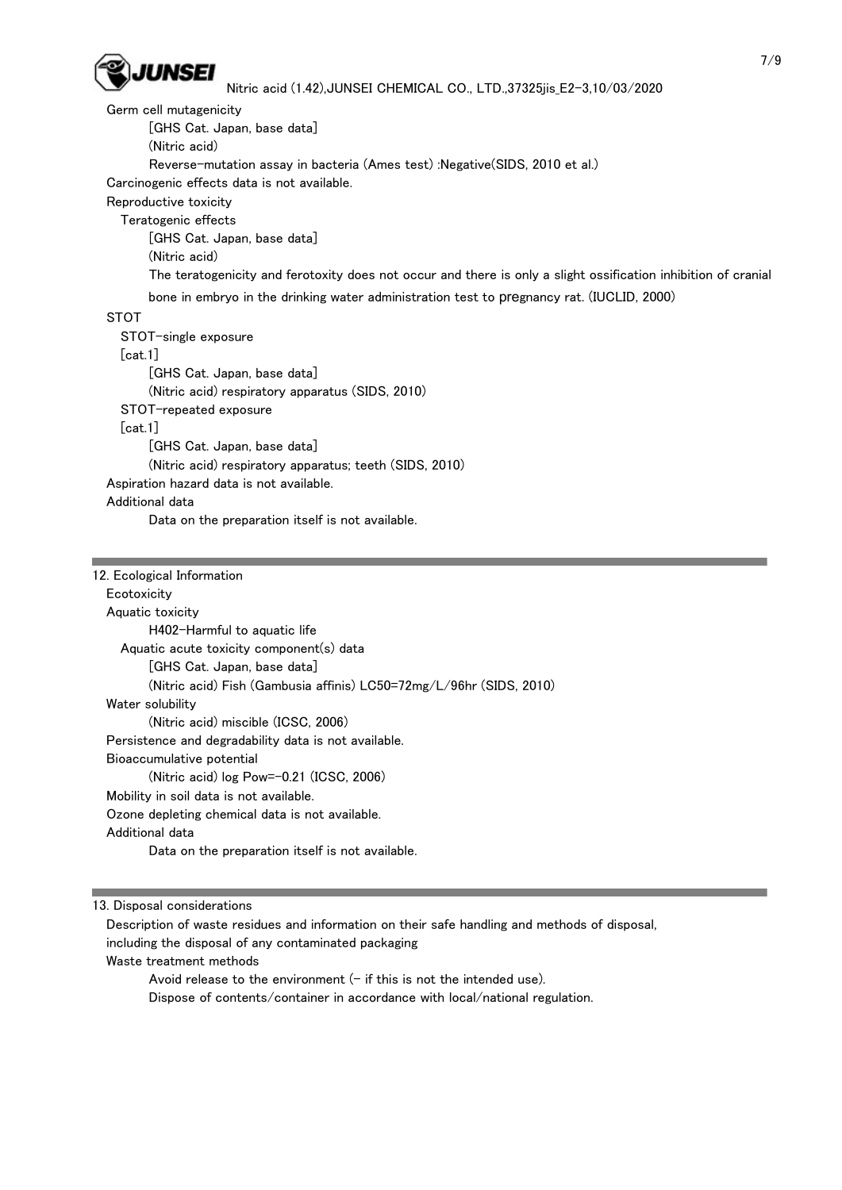Germ cell mutagenicity

[GHS Cat. Japan, base data]

(Nitric acid)

Reverse-mutation assay in bacteria (Ames test) :Negative(SIDS, 2010 et al.)

Carcinogenic effects data is not available.

Reproductive toxicity

Teratogenic effects

[GHS Cat. Japan, base data]

(Nitric acid)

The teratogenicity and ferotoxity does not occur and there is only a slight ossification inhibition of cranial bone in embryo in the drinking water administration test to pregnancy rat. (IUCLID, 2000)

STOT

STOT-single exposure

[cat.1]

[GHS Cat. Japan, base data]

(Nitric acid) respiratory apparatus (SIDS, 2010)

STOT-repeated exposure

[cat.1]

[GHS Cat. Japan, base data]

(Nitric acid) respiratory apparatus; teeth (SIDS, 2010)

Aspiration hazard data is not available.

Additional data

Data on the preparation itself is not available.

## 12. Ecological Information

Ecotoxicity

Aquatic toxicity

H402-Harmful to aquatic life

Aquatic acute toxicity component(s) data

[GHS Cat. Japan, base data]

(Nitric acid) Fish (Gambusia affinis) LC50=72mg/L/96hr (SIDS, 2010)

Water solubility

(Nitric acid) miscible (ICSC, 2006)

Persistence and degradability data is not available.

Bioaccumulative potential

(Nitric acid) log Pow=-0.21 (ICSC, 2006)

Mobility in soil data is not available.

Ozone depleting chemical data is not available.

Additional data

Data on the preparation itself is not available.

## 13. Disposal considerations

Description of waste residues and information on their safe handling and methods of disposal, including the disposal of any contaminated packaging

Waste treatment methods

Avoid release to the environment (- if this is not the intended use).

Dispose of contents/container in accordance with local/national regulation.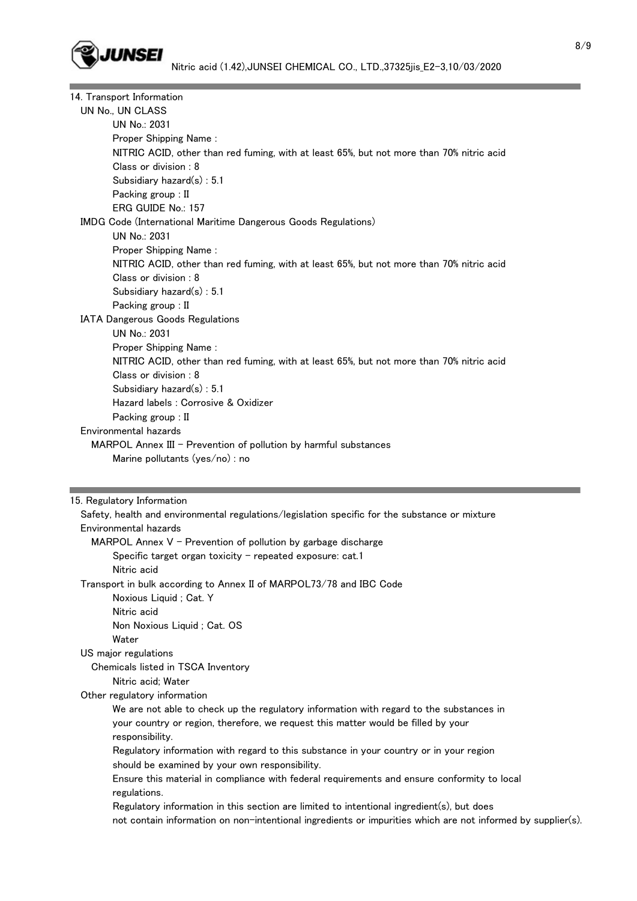## 14. Transport Information

UN No., UN CLASS

UN No.: 2031

Proper Shipping Name :

NITRIC ACID, other than red fuming, with at least 65%, but not more than 70% nitric acid

Class or division : 8

Subsidiary hazard(s) : 5.1

Packing group : II

ERG GUIDE No.: 157

IMDG Code (International Maritime Dangerous Goods Regulations)

UN No.: 2031

Proper Shipping Name :

NITRIC ACID, other than red fuming, with at least 65%, but not more than 70% nitric acid

Class or division : 8

Subsidiary hazard(s) : 5.1

Packing group : II

IATA Dangerous Goods Regulations

UN No.: 2031

Proper Shipping Name :

NITRIC ACID, other than red fuming, with at least 65%, but not more than 70% nitric acid

Class or division : 8

Subsidiary hazard(s) : 5.1

Hazard labels : Corrosive & Oxidizer

Packing group : II

Environmental hazards

MARPOL Annex III - Prevention of pollution by harmful substances

Marine pollutants (yes/no) : no

## 15. Regulatory Information

Safety, health and environmental regulations/legislation specific for the substance or mixture

Environmental hazards

MARPOL Annex V - Prevention of pollution by garbage discharge

Specific target organ toxicity - repeated exposure: cat.1

Nitric acid

Transport in bulk according to Annex II of MARPOL73/78 and IBC Code

Noxious Liquid ; Cat. Y

Nitric acid

Non Noxious Liquid ; Cat. OS

Water

US major regulations

Chemicals listed in TSCA Inventory

Nitric acid; Water

Other regulatory information

We are not able to check up the regulatory information with regard to the substances in your country or region, therefore, we request this matter would be filled by your responsibility.

Regulatory information with regard to this substance in your country or in your region should be examined by your own responsibility.

Ensure this material in compliance with federal requirements and ensure conformity to local regulations.

Regulatory information in this section are limited to intentional ingredient(s), but does not contain information on non-intentional ingredients or impurities which are not informed by supplier(s).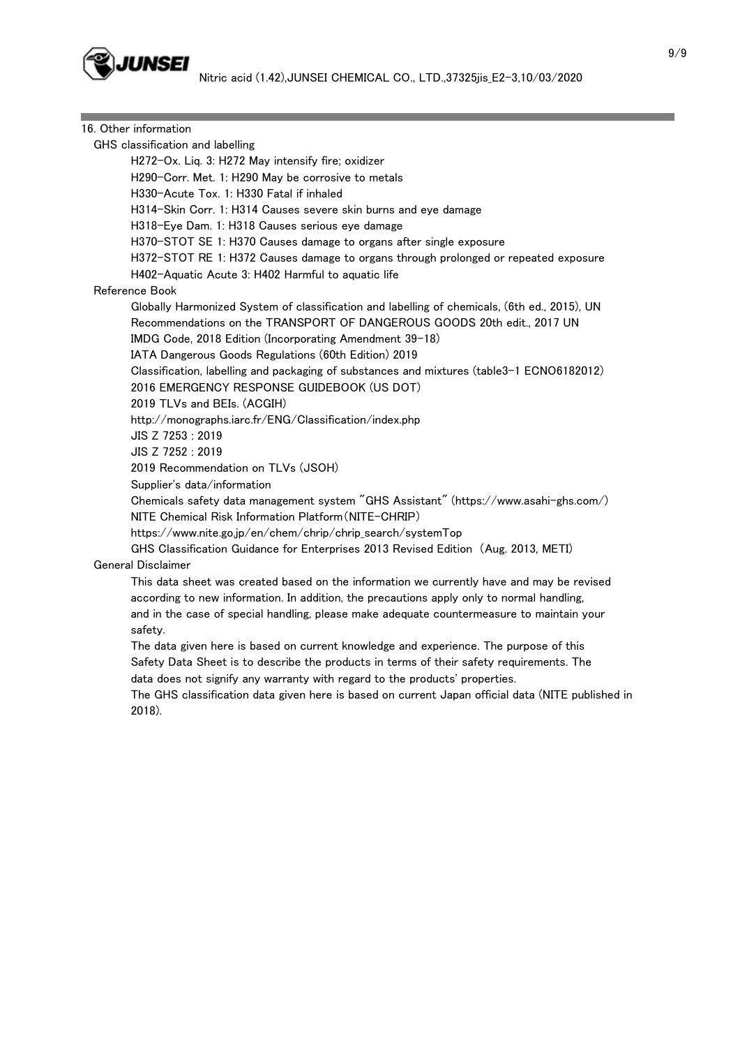## 16. Other information

### GHS classification and labelling

H272-Ox. Liq. 3: H272 May intensify fire; oxidizer
H290-Corr. Met. 1: H290 May be corrosive to metals
H330-Acute Tox. 1: H330 Fatal if inhaled
H314-Skin Corr. 1: H314 Causes severe skin burns and eye damage
H318-Eye Dam. 1: H318 Causes serious eye damage
H370-STOT SE 1: H370 Causes damage to organs after single exposure
H372-STOT RE 1: H372 Causes damage to organs through prolonged or repeated exposure
H402-Aquatic Acute 3: H402 Harmful to aquatic life

### Reference Book

Globally Harmonized System of classification and labelling of chemicals, (6th ed., 2015), UN
Recommendations on the TRANSPORT OF DANGEROUS GOODS 20th edit., 2017 UN
IMDG Code, 2018 Edition (Incorporating Amendment 39-18)
IATA Dangerous Goods Regulations (60th Edition) 2019
Classification, labelling and packaging of substances and mixtures (table3-1 ECNO6182012)
2016 EMERGENCY RESPONSE GUIDEBOOK (US DOT)
2019 TLVs and BEIs. (ACGIH)
http://monographs.iarc.fr/ENG/Classification/index.php
JIS Z 7253 : 2019
JIS Z 7252 : 2019
2019 Recommendation on TLVs (JSOH)
Supplier's data/information
Chemicals safety data management system "GHS Assistant" (https://www.asahi-ghs.com/)
NITE Chemical Risk Information Platform(NITE-CHRIP)
https://www.nite.go.jp/en/chem/chrip/chrip_search/systemTop
GHS Classification Guidance for Enterprises 2013 Revised Edition (Aug. 2013, METI)

### General Disclaimer

This data sheet was created based on the information we currently have and may be revised according to new information. In addition, the precautions apply only to normal handling, and in the case of special handling, please make adequate countermeasure to maintain your safety.
The data given here is based on current knowledge and experience. The purpose of this Safety Data Sheet is to describe the products in terms of their safety requirements. The data does not signify any warranty with regard to the products' properties.
The GHS classification data given here is based on current Japan official data (NITE published in 2018).